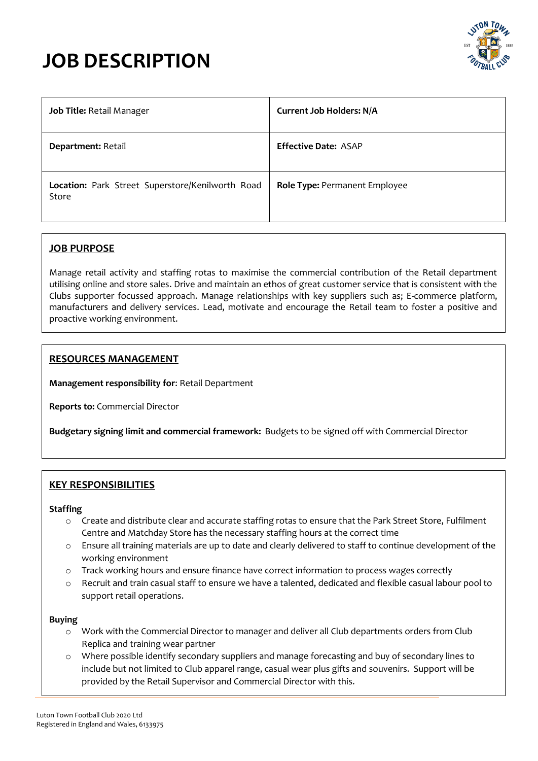# JOB DESCRIPTION

| **Job Title:** Retail Manager | **Current Job Holders: N/A** |
|---|---|
| **Department:** Retail | **Effective Date:** ASAP |
| **Location:** Park Street Superstore/Kenilworth Road Store | **Role Type:** Permanent Employee |

## JOB PURPOSE

Manage retail activity and staffing rotas to maximise the commercial contribution of the Retail department utilising online and store sales. Drive and maintain an ethos of great customer service that is consistent with the Clubs supporter focussed approach. Manage relationships with key suppliers such as; E-commerce platform, manufacturers and delivery services. Lead, motivate and encourage the Retail team to foster a positive and proactive working environment.

## RESOURCES MANAGEMENT

**Management responsibility for**: Retail Department

**Reports to:** Commercial Director

**Budgetary signing limit and commercial framework:** Budgets to be signed off with Commercial Director

## KEY RESPONSIBILITIES

**Staffing**

- Create and distribute clear and accurate staffing rotas to ensure that the Park Street Store, Fulfilment Centre and Matchday Store has the necessary staffing hours at the correct time
- Ensure all training materials are up to date and clearly delivered to staff to continue development of the working environment
- Track working hours and ensure finance have correct information to process wages correctly
- Recruit and train casual staff to ensure we have a talented, dedicated and flexible casual labour pool to support retail operations.

**Buying**

- Work with the Commercial Director to manager and deliver all Club departments orders from Club Replica and training wear partner
- Where possible identify secondary suppliers and manage forecasting and buy of secondary lines to include but not limited to Club apparel range, casual wear plus gifts and souvenirs. Support will be provided by the Retail Supervisor and Commercial Director with this.

Luton Town Football Club 2020 Ltd
Registered in England and Wales, 6133975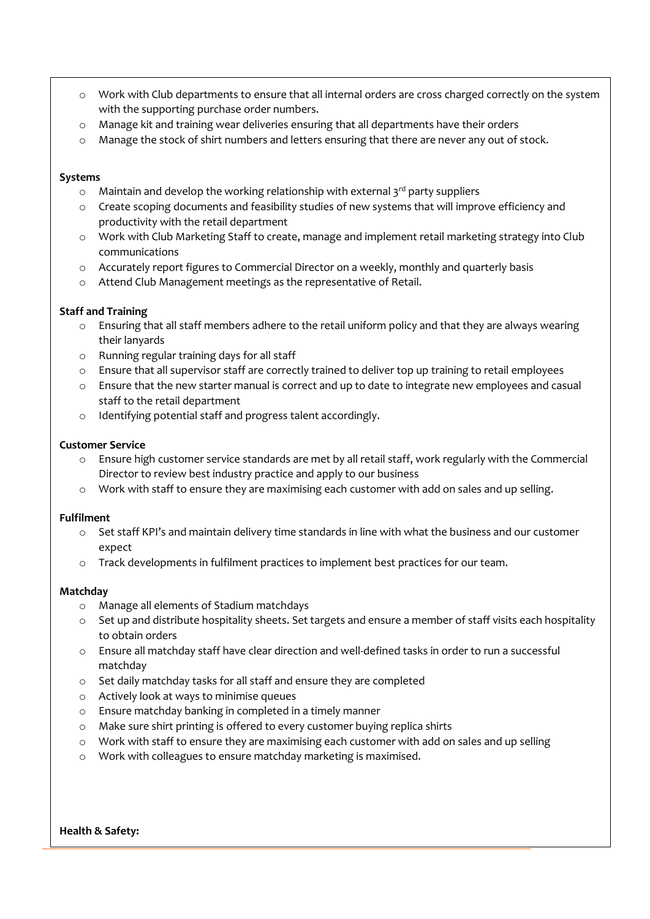- Work with Club departments to ensure that all internal orders are cross charged correctly on the system with the supporting purchase order numbers.
- Manage kit and training wear deliveries ensuring that all departments have their orders
- Manage the stock of shirt numbers and letters ensuring that there are never any out of stock.

**Systems**

- Maintain and develop the working relationship with external 3rd party suppliers
- Create scoping documents and feasibility studies of new systems that will improve efficiency and productivity with the retail department
- Work with Club Marketing Staff to create, manage and implement retail marketing strategy into Club communications
- Accurately report figures to Commercial Director on a weekly, monthly and quarterly basis
- Attend Club Management meetings as the representative of Retail.

**Staff and Training**

- Ensuring that all staff members adhere to the retail uniform policy and that they are always wearing their lanyards
- Running regular training days for all staff
- Ensure that all supervisor staff are correctly trained to deliver top up training to retail employees
- Ensure that the new starter manual is correct and up to date to integrate new employees and casual staff to the retail department
- Identifying potential staff and progress talent accordingly.

**Customer Service**

- Ensure high customer service standards are met by all retail staff, work regularly with the Commercial Director to review best industry practice and apply to our business
- Work with staff to ensure they are maximising each customer with add on sales and up selling.

**Fulfilment**

- Set staff KPI's and maintain delivery time standards in line with what the business and our customer expect
- Track developments in fulfilment practices to implement best practices for our team.

**Matchday**

- Manage all elements of Stadium matchdays
- Set up and distribute hospitality sheets. Set targets and ensure a member of staff visits each hospitality to obtain orders
- Ensure all matchday staff have clear direction and well-defined tasks in order to run a successful matchday
- Set daily matchday tasks for all staff and ensure they are completed
- Actively look at ways to minimise queues
- Ensure matchday banking in completed in a timely manner
- Make sure shirt printing is offered to every customer buying replica shirts
- Work with staff to ensure they are maximising each customer with add on sales and up selling
- Work with colleagues to ensure matchday marketing is maximised.

**Health & Safety:**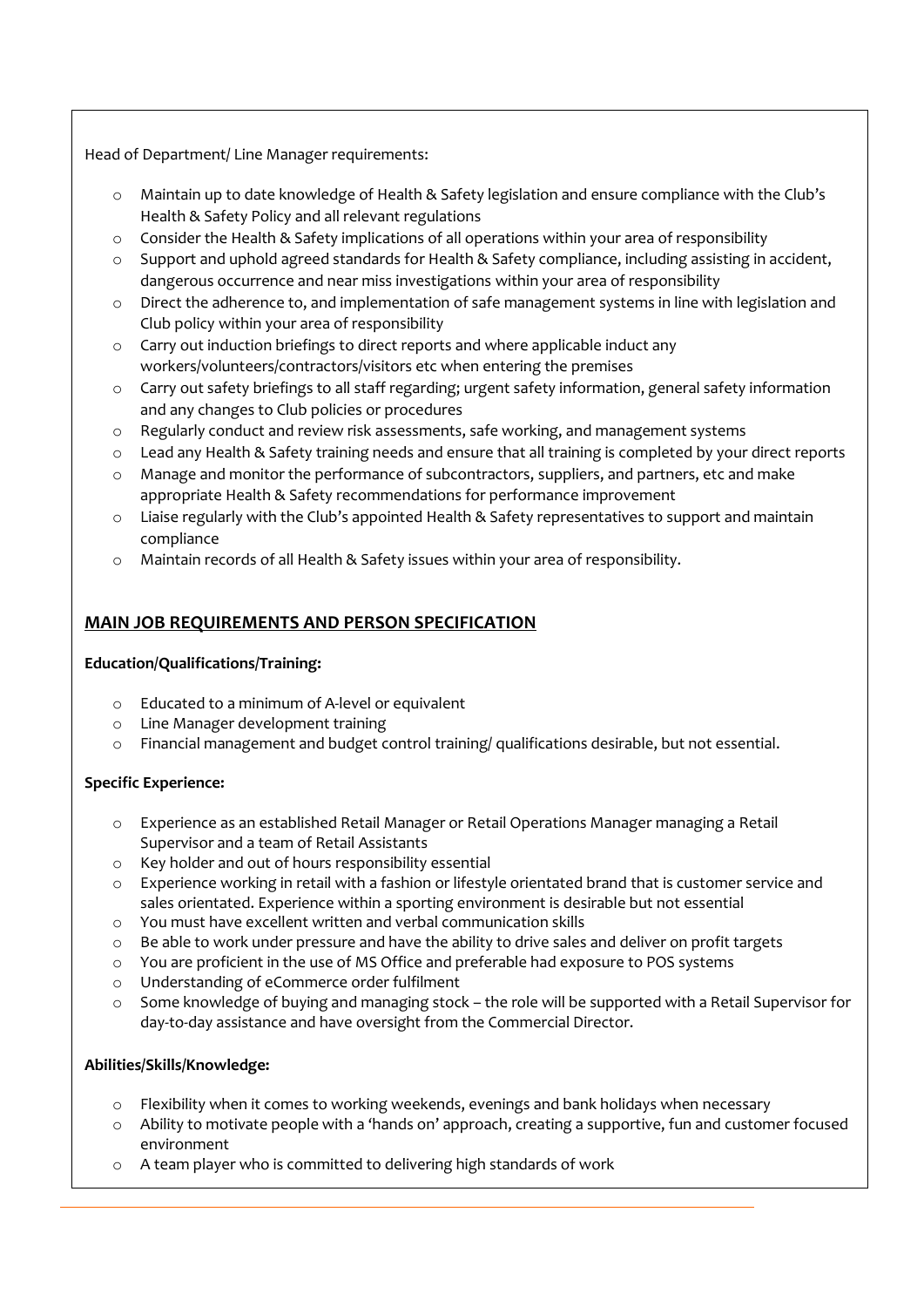Head of Department/ Line Manager requirements:

- Maintain up to date knowledge of Health & Safety legislation and ensure compliance with the Club's Health & Safety Policy and all relevant regulations
- Consider the Health & Safety implications of all operations within your area of responsibility
- Support and uphold agreed standards for Health & Safety compliance, including assisting in accident, dangerous occurrence and near miss investigations within your area of responsibility
- Direct the adherence to, and implementation of safe management systems in line with legislation and Club policy within your area of responsibility
- Carry out induction briefings to direct reports and where applicable induct any workers/volunteers/contractors/visitors etc when entering the premises
- Carry out safety briefings to all staff regarding; urgent safety information, general safety information and any changes to Club policies or procedures
- Regularly conduct and review risk assessments, safe working, and management systems
- Lead any Health & Safety training needs and ensure that all training is completed by your direct reports
- Manage and monitor the performance of subcontractors, suppliers, and partners, etc and make appropriate Health & Safety recommendations for performance improvement
- Liaise regularly with the Club's appointed Health & Safety representatives to support and maintain compliance
- Maintain records of all Health & Safety issues within your area of responsibility.

## MAIN JOB REQUIREMENTS AND PERSON SPECIFICATION

**Education/Qualifications/Training:**

- Educated to a minimum of A-level or equivalent
- Line Manager development training
- Financial management and budget control training/ qualifications desirable, but not essential.

**Specific Experience:**

- Experience as an established Retail Manager or Retail Operations Manager managing a Retail Supervisor and a team of Retail Assistants
- Key holder and out of hours responsibility essential
- Experience working in retail with a fashion or lifestyle orientated brand that is customer service and sales orientated. Experience within a sporting environment is desirable but not essential
- You must have excellent written and verbal communication skills
- Be able to work under pressure and have the ability to drive sales and deliver on profit targets
- You are proficient in the use of MS Office and preferable had exposure to POS systems
- Understanding of eCommerce order fulfilment
- Some knowledge of buying and managing stock – the role will be supported with a Retail Supervisor for day-to-day assistance and have oversight from the Commercial Director.

**Abilities/Skills/Knowledge:**

- Flexibility when it comes to working weekends, evenings and bank holidays when necessary
- Ability to motivate people with a 'hands on' approach, creating a supportive, fun and customer focused environment
- A team player who is committed to delivering high standards of work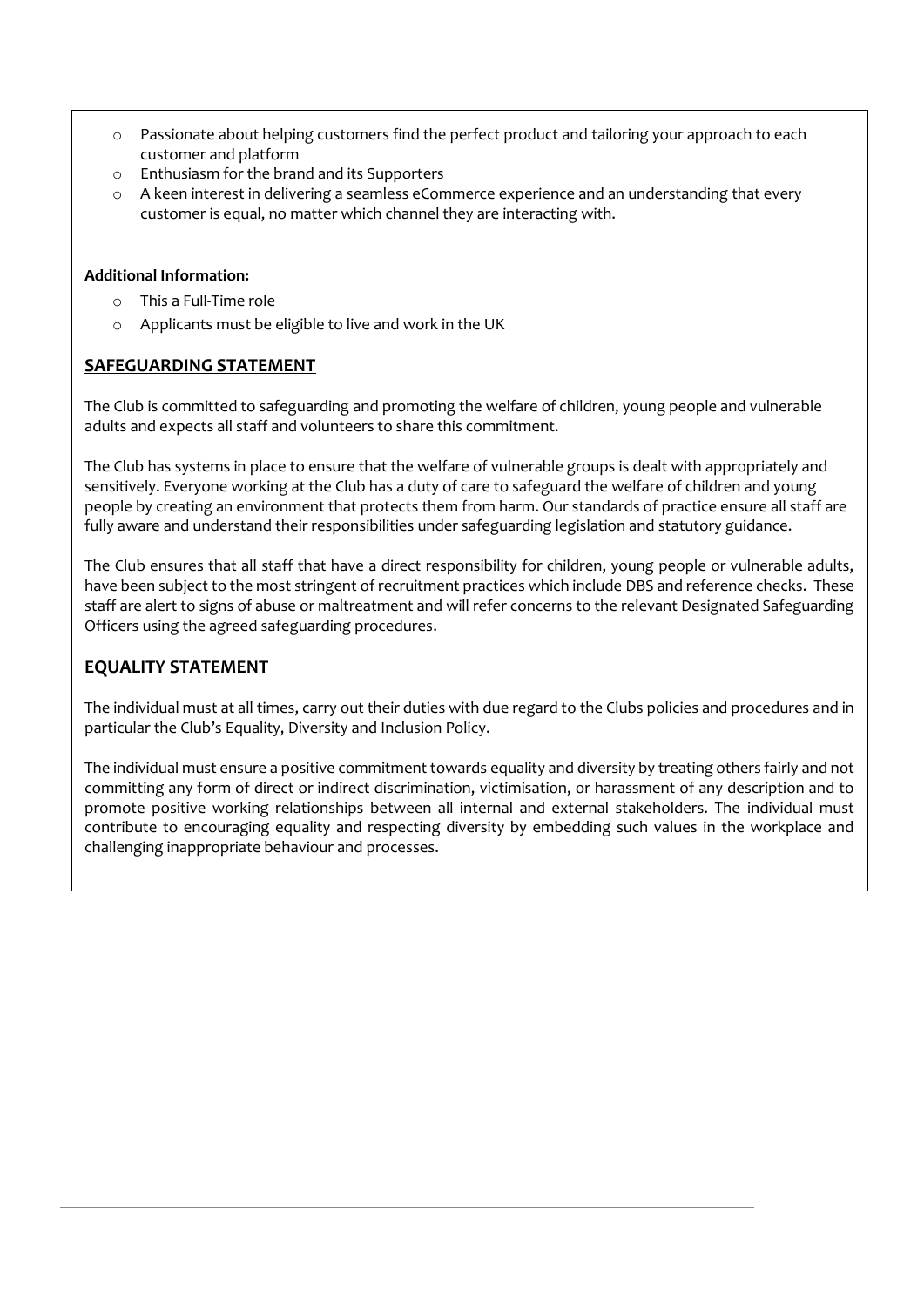- Passionate about helping customers find the perfect product and tailoring your approach to each customer and platform
- Enthusiasm for the brand and its Supporters
- A keen interest in delivering a seamless eCommerce experience and an understanding that every customer is equal, no matter which channel they are interacting with.

**Additional Information:**

- This a Full-Time role
- Applicants must be eligible to live and work in the UK

## SAFEGUARDING STATEMENT

The Club is committed to safeguarding and promoting the welfare of children, young people and vulnerable adults and expects all staff and volunteers to share this commitment.

The Club has systems in place to ensure that the welfare of vulnerable groups is dealt with appropriately and sensitively. Everyone working at the Club has a duty of care to safeguard the welfare of children and young people by creating an environment that protects them from harm. Our standards of practice ensure all staff are fully aware and understand their responsibilities under safeguarding legislation and statutory guidance.

The Club ensures that all staff that have a direct responsibility for children, young people or vulnerable adults, have been subject to the most stringent of recruitment practices which include DBS and reference checks. These staff are alert to signs of abuse or maltreatment and will refer concerns to the relevant Designated Safeguarding Officers using the agreed safeguarding procedures.

## EQUALITY STATEMENT

The individual must at all times, carry out their duties with due regard to the Clubs policies and procedures and in particular the Club's Equality, Diversity and Inclusion Policy.

The individual must ensure a positive commitment towards equality and diversity by treating others fairly and not committing any form of direct or indirect discrimination, victimisation, or harassment of any description and to promote positive working relationships between all internal and external stakeholders. The individual must contribute to encouraging equality and respecting diversity by embedding such values in the workplace and challenging inappropriate behaviour and processes.